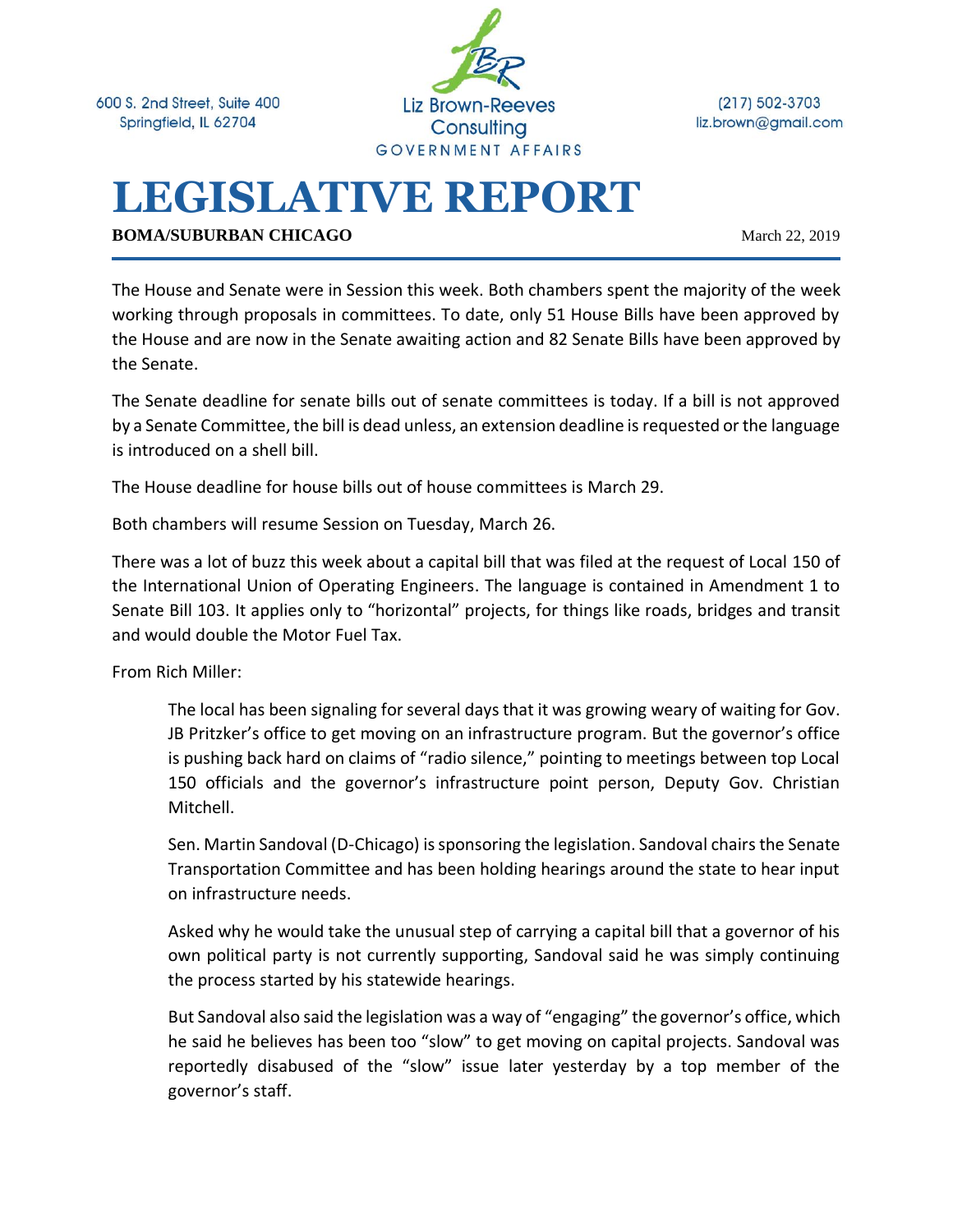600 S. 2nd Street, Suite 400
Springfield, IL 62704

Liz Brown-Reeves Consulting
GOVERNMENT AFFAIRS

(217) 502-3703
liz.brown@gmail.com

# LEGISLATIVE REPORT

**BOMA/SUBURBAN CHICAGO** March 22, 2019

The House and Senate were in Session this week. Both chambers spent the majority of the week working through proposals in committees. To date, only 51 House Bills have been approved by the House and are now in the Senate awaiting action and 82 Senate Bills have been approved by the Senate.

The Senate deadline for senate bills out of senate committees is today. If a bill is not approved by a Senate Committee, the bill is dead unless, an extension deadline is requested or the language is introduced on a shell bill.

The House deadline for house bills out of house committees is March 29.

Both chambers will resume Session on Tuesday, March 26.

There was a lot of buzz this week about a capital bill that was filed at the request of Local 150 of the International Union of Operating Engineers. The language is contained in Amendment 1 to Senate Bill 103. It applies only to "horizontal" projects, for things like roads, bridges and transit and would double the Motor Fuel Tax.

From Rich Miller:

> The local has been signaling for several days that it was growing weary of waiting for Gov. JB Pritzker's office to get moving on an infrastructure program. But the governor's office is pushing back hard on claims of "radio silence," pointing to meetings between top Local 150 officials and the governor's infrastructure point person, Deputy Gov. Christian Mitchell.
>
> Sen. Martin Sandoval (D-Chicago) is sponsoring the legislation. Sandoval chairs the Senate Transportation Committee and has been holding hearings around the state to hear input on infrastructure needs.
>
> Asked why he would take the unusual step of carrying a capital bill that a governor of his own political party is not currently supporting, Sandoval said he was simply continuing the process started by his statewide hearings.
>
> But Sandoval also said the legislation was a way of "engaging" the governor's office, which he said he believes has been too "slow" to get moving on capital projects. Sandoval was reportedly disabused of the "slow" issue later yesterday by a top member of the governor's staff.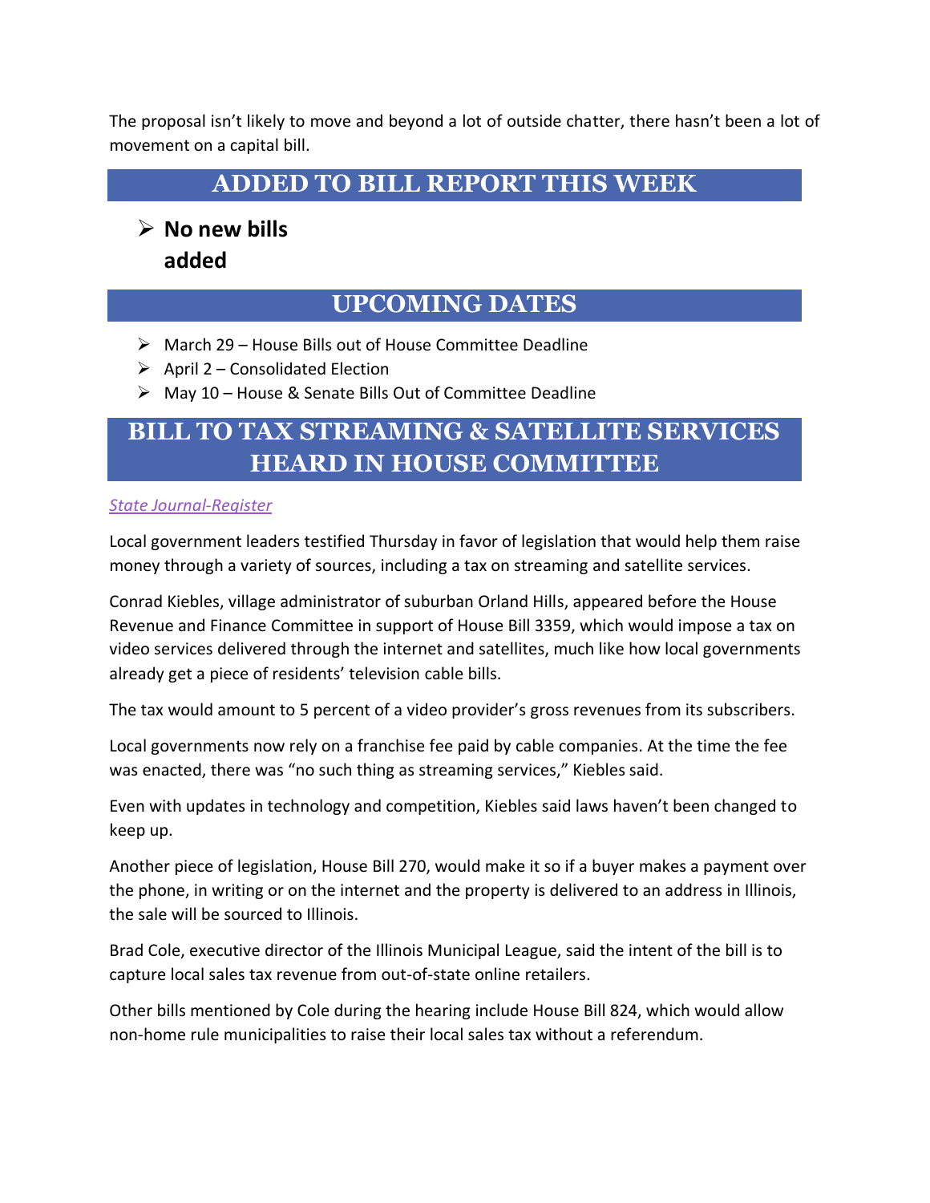The proposal isn't likely to move and beyond a lot of outside chatter, there hasn't been a lot of movement on a capital bill.

## ADDED TO BILL REPORT THIS WEEK

- **No new bills added**

## UPCOMING DATES

- March 29 – House Bills out of House Committee Deadline
- April 2 – Consolidated Election
- May 10 – House & Senate Bills Out of Committee Deadline

## BILL TO TAX STREAMING & SATELLITE SERVICES HEARD IN HOUSE COMMITTEE

*State Journal-Register*

Local government leaders testified Thursday in favor of legislation that would help them raise money through a variety of sources, including a tax on streaming and satellite services.

Conrad Kiebles, village administrator of suburban Orland Hills, appeared before the House Revenue and Finance Committee in support of House Bill 3359, which would impose a tax on video services delivered through the internet and satellites, much like how local governments already get a piece of residents' television cable bills.

The tax would amount to 5 percent of a video provider's gross revenues from its subscribers.

Local governments now rely on a franchise fee paid by cable companies. At the time the fee was enacted, there was "no such thing as streaming services," Kiebles said.

Even with updates in technology and competition, Kiebles said laws haven't been changed to keep up.

Another piece of legislation, House Bill 270, would make it so if a buyer makes a payment over the phone, in writing or on the internet and the property is delivered to an address in Illinois, the sale will be sourced to Illinois.

Brad Cole, executive director of the Illinois Municipal League, said the intent of the bill is to capture local sales tax revenue from out-of-state online retailers.

Other bills mentioned by Cole during the hearing include House Bill 824, which would allow non-home rule municipalities to raise their local sales tax without a referendum.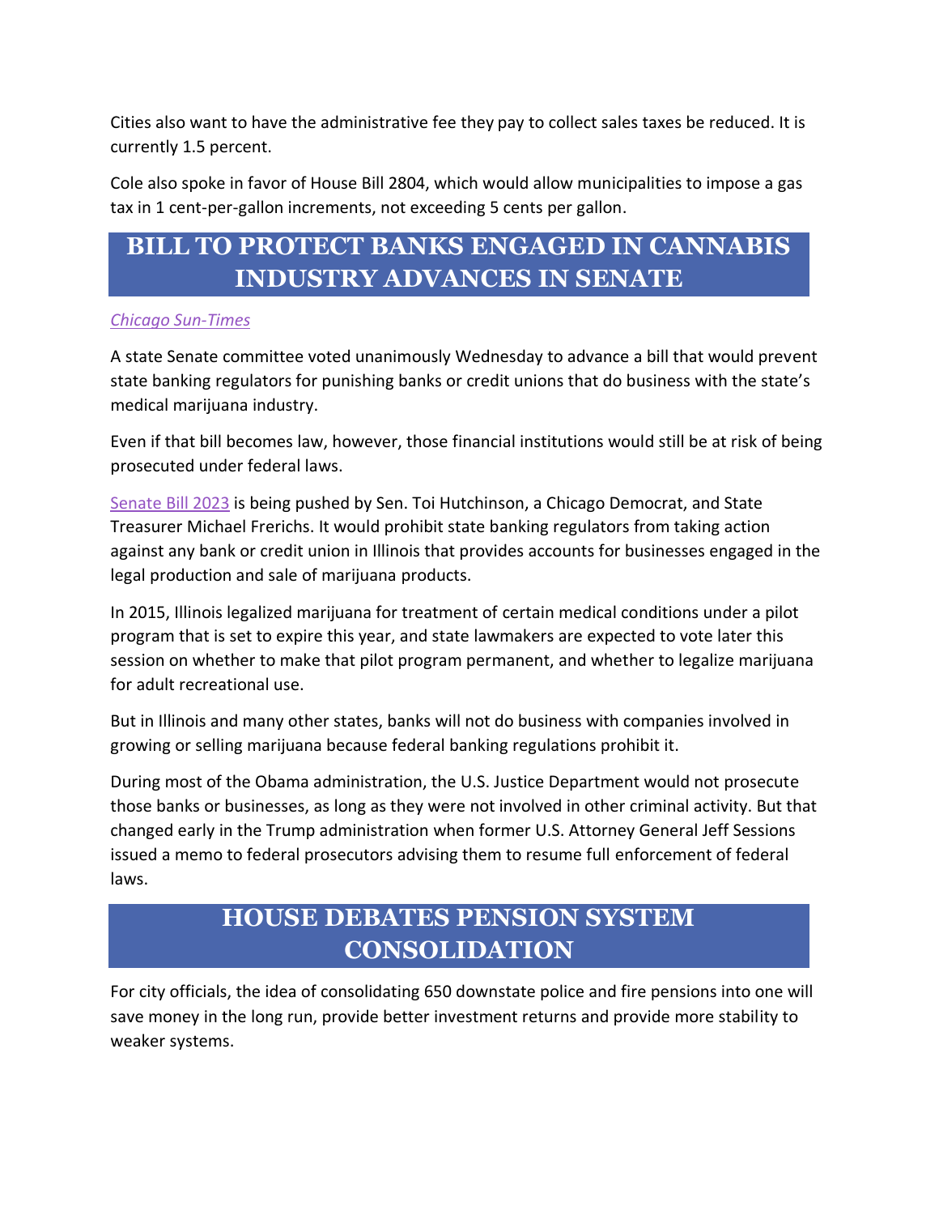Cities also want to have the administrative fee they pay to collect sales taxes be reduced. It is currently 1.5 percent.

Cole also spoke in favor of House Bill 2804, which would allow municipalities to impose a gas tax in 1 cent-per-gallon increments, not exceeding 5 cents per gallon.

## BILL TO PROTECT BANKS ENGAGED IN CANNABIS INDUSTRY ADVANCES IN SENATE

*Chicago Sun-Times*

A state Senate committee voted unanimously Wednesday to advance a bill that would prevent state banking regulators for punishing banks or credit unions that do business with the state's medical marijuana industry.

Even if that bill becomes law, however, those financial institutions would still be at risk of being prosecuted under federal laws.

Senate Bill 2023 is being pushed by Sen. Toi Hutchinson, a Chicago Democrat, and State Treasurer Michael Frerichs. It would prohibit state banking regulators from taking action against any bank or credit union in Illinois that provides accounts for businesses engaged in the legal production and sale of marijuana products.

In 2015, Illinois legalized marijuana for treatment of certain medical conditions under a pilot program that is set to expire this year, and state lawmakers are expected to vote later this session on whether to make that pilot program permanent, and whether to legalize marijuana for adult recreational use.

But in Illinois and many other states, banks will not do business with companies involved in growing or selling marijuana because federal banking regulations prohibit it.

During most of the Obama administration, the U.S. Justice Department would not prosecute those banks or businesses, as long as they were not involved in other criminal activity. But that changed early in the Trump administration when former U.S. Attorney General Jeff Sessions issued a memo to federal prosecutors advising them to resume full enforcement of federal laws.

## HOUSE DEBATES PENSION SYSTEM CONSOLIDATION

For city officials, the idea of consolidating 650 downstate police and fire pensions into one will save money in the long run, provide better investment returns and provide more stability to weaker systems.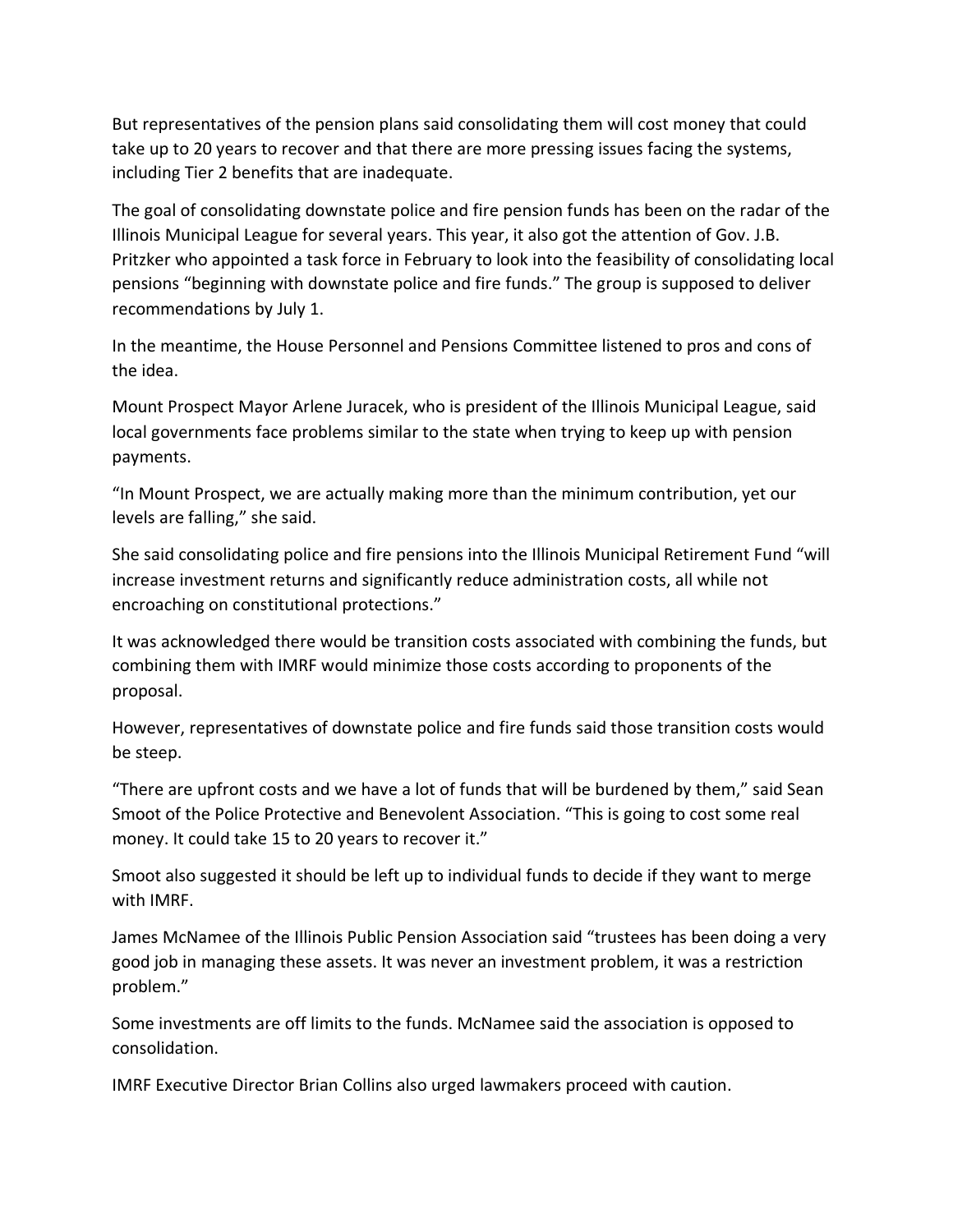But representatives of the pension plans said consolidating them will cost money that could take up to 20 years to recover and that there are more pressing issues facing the systems, including Tier 2 benefits that are inadequate.

The goal of consolidating downstate police and fire pension funds has been on the radar of the Illinois Municipal League for several years. This year, it also got the attention of Gov. J.B. Pritzker who appointed a task force in February to look into the feasibility of consolidating local pensions "beginning with downstate police and fire funds." The group is supposed to deliver recommendations by July 1.

In the meantime, the House Personnel and Pensions Committee listened to pros and cons of the idea.

Mount Prospect Mayor Arlene Juracek, who is president of the Illinois Municipal League, said local governments face problems similar to the state when trying to keep up with pension payments.

"In Mount Prospect, we are actually making more than the minimum contribution, yet our levels are falling," she said.

She said consolidating police and fire pensions into the Illinois Municipal Retirement Fund "will increase investment returns and significantly reduce administration costs, all while not encroaching on constitutional protections."

It was acknowledged there would be transition costs associated with combining the funds, but combining them with IMRF would minimize those costs according to proponents of the proposal.

However, representatives of downstate police and fire funds said those transition costs would be steep.

"There are upfront costs and we have a lot of funds that will be burdened by them," said Sean Smoot of the Police Protective and Benevolent Association. "This is going to cost some real money. It could take 15 to 20 years to recover it."

Smoot also suggested it should be left up to individual funds to decide if they want to merge with IMRF.

James McNamee of the Illinois Public Pension Association said "trustees has been doing a very good job in managing these assets. It was never an investment problem, it was a restriction problem."

Some investments are off limits to the funds. McNamee said the association is opposed to consolidation.

IMRF Executive Director Brian Collins also urged lawmakers proceed with caution.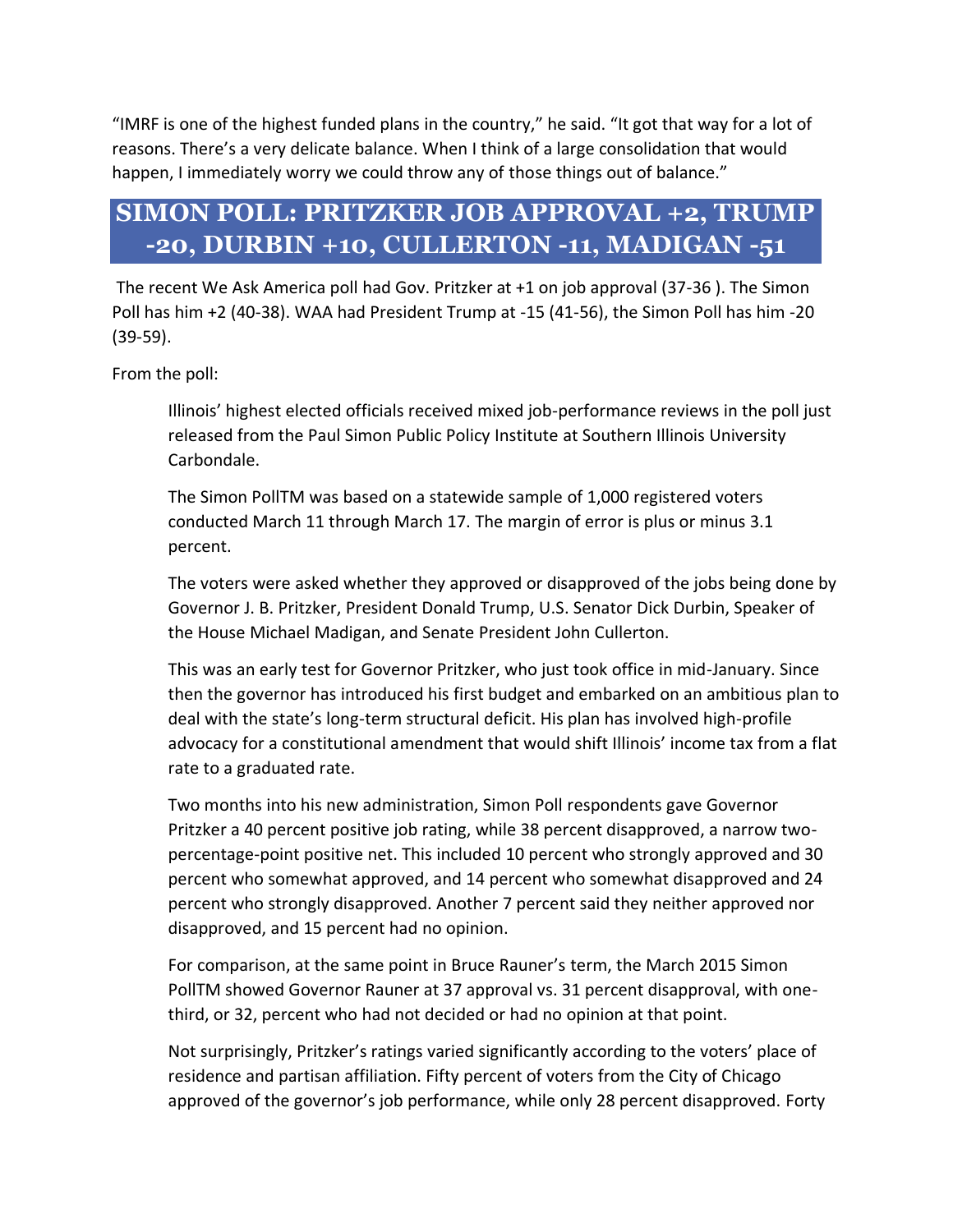“IMRF is one of the highest funded plans in the country,” he said. “It got that way for a lot of reasons. There’s a very delicate balance. When I think of a large consolidation that would happen, I immediately worry we could throw any of those things out of balance.”

## SIMON POLL: PRITZKER JOB APPROVAL +2, TRUMP -20, DURBIN +10, CULLERTON -11, MADIGAN -51

The recent We Ask America poll had Gov. Pritzker at +1 on job approval (37-36 ). The Simon Poll has him +2 (40-38). WAA had President Trump at -15 (41-56), the Simon Poll has him -20 (39-59).

From the poll:

> Illinois’ highest elected officials received mixed job-performance reviews in the poll just released from the Paul Simon Public Policy Institute at Southern Illinois University Carbondale.
>
> The Simon PollTM was based on a statewide sample of 1,000 registered voters conducted March 11 through March 17. The margin of error is plus or minus 3.1 percent.
>
> The voters were asked whether they approved or disapproved of the jobs being done by Governor J. B. Pritzker, President Donald Trump, U.S. Senator Dick Durbin, Speaker of the House Michael Madigan, and Senate President John Cullerton.
>
> This was an early test for Governor Pritzker, who just took office in mid-January. Since then the governor has introduced his first budget and embarked on an ambitious plan to deal with the state’s long-term structural deficit. His plan has involved high-profile advocacy for a constitutional amendment that would shift Illinois’ income tax from a flat rate to a graduated rate.
>
> Two months into his new administration, Simon Poll respondents gave Governor Pritzker a 40 percent positive job rating, while 38 percent disapproved, a narrow two-percentage-point positive net. This included 10 percent who strongly approved and 30 percent who somewhat approved, and 14 percent who somewhat disapproved and 24 percent who strongly disapproved. Another 7 percent said they neither approved nor disapproved, and 15 percent had no opinion.
>
> For comparison, at the same point in Bruce Rauner’s term, the March 2015 Simon PollTM showed Governor Rauner at 37 approval vs. 31 percent disapproval, with one-third, or 32, percent who had not decided or had no opinion at that point.
>
> Not surprisingly, Pritzker’s ratings varied significantly according to the voters’ place of residence and partisan affiliation. Fifty percent of voters from the City of Chicago approved of the governor’s job performance, while only 28 percent disapproved. Forty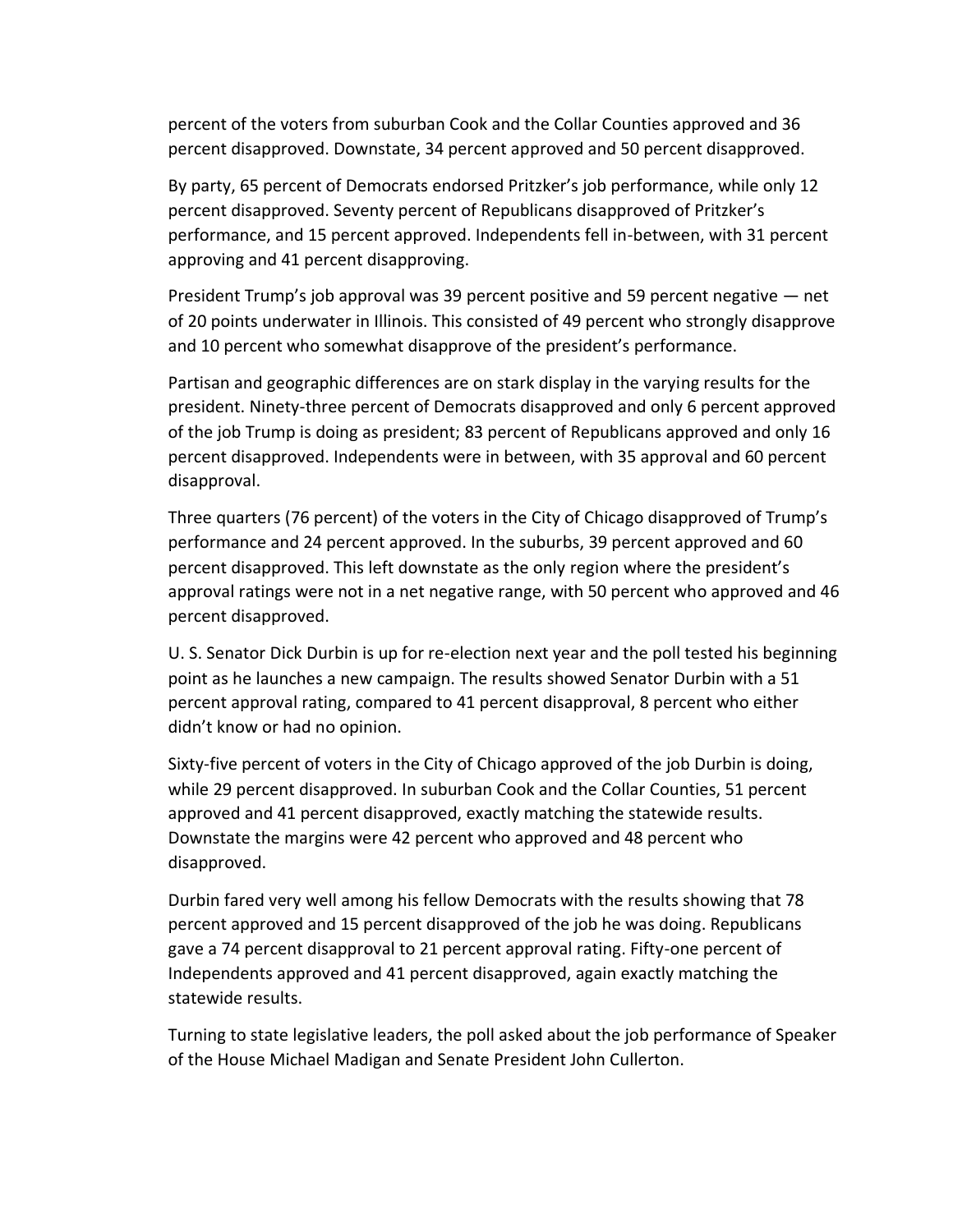percent of the voters from suburban Cook and the Collar Counties approved and 36 percent disapproved. Downstate, 34 percent approved and 50 percent disapproved.

By party, 65 percent of Democrats endorsed Pritzker's job performance, while only 12 percent disapproved. Seventy percent of Republicans disapproved of Pritzker's performance, and 15 percent approved. Independents fell in-between, with 31 percent approving and 41 percent disapproving.

President Trump's job approval was 39 percent positive and 59 percent negative — net of 20 points underwater in Illinois. This consisted of 49 percent who strongly disapprove and 10 percent who somewhat disapprove of the president's performance.

Partisan and geographic differences are on stark display in the varying results for the president. Ninety-three percent of Democrats disapproved and only 6 percent approved of the job Trump is doing as president; 83 percent of Republicans approved and only 16 percent disapproved. Independents were in between, with 35 approval and 60 percent disapproval.

Three quarters (76 percent) of the voters in the City of Chicago disapproved of Trump's performance and 24 percent approved. In the suburbs, 39 percent approved and 60 percent disapproved. This left downstate as the only region where the president's approval ratings were not in a net negative range, with 50 percent who approved and 46 percent disapproved.

U. S. Senator Dick Durbin is up for re-election next year and the poll tested his beginning point as he launches a new campaign. The results showed Senator Durbin with a 51 percent approval rating, compared to 41 percent disapproval, 8 percent who either didn't know or had no opinion.

Sixty-five percent of voters in the City of Chicago approved of the job Durbin is doing, while 29 percent disapproved. In suburban Cook and the Collar Counties, 51 percent approved and 41 percent disapproved, exactly matching the statewide results. Downstate the margins were 42 percent who approved and 48 percent who disapproved.

Durbin fared very well among his fellow Democrats with the results showing that 78 percent approved and 15 percent disapproved of the job he was doing. Republicans gave a 74 percent disapproval to 21 percent approval rating. Fifty-one percent of Independents approved and 41 percent disapproved, again exactly matching the statewide results.

Turning to state legislative leaders, the poll asked about the job performance of Speaker of the House Michael Madigan and Senate President John Cullerton.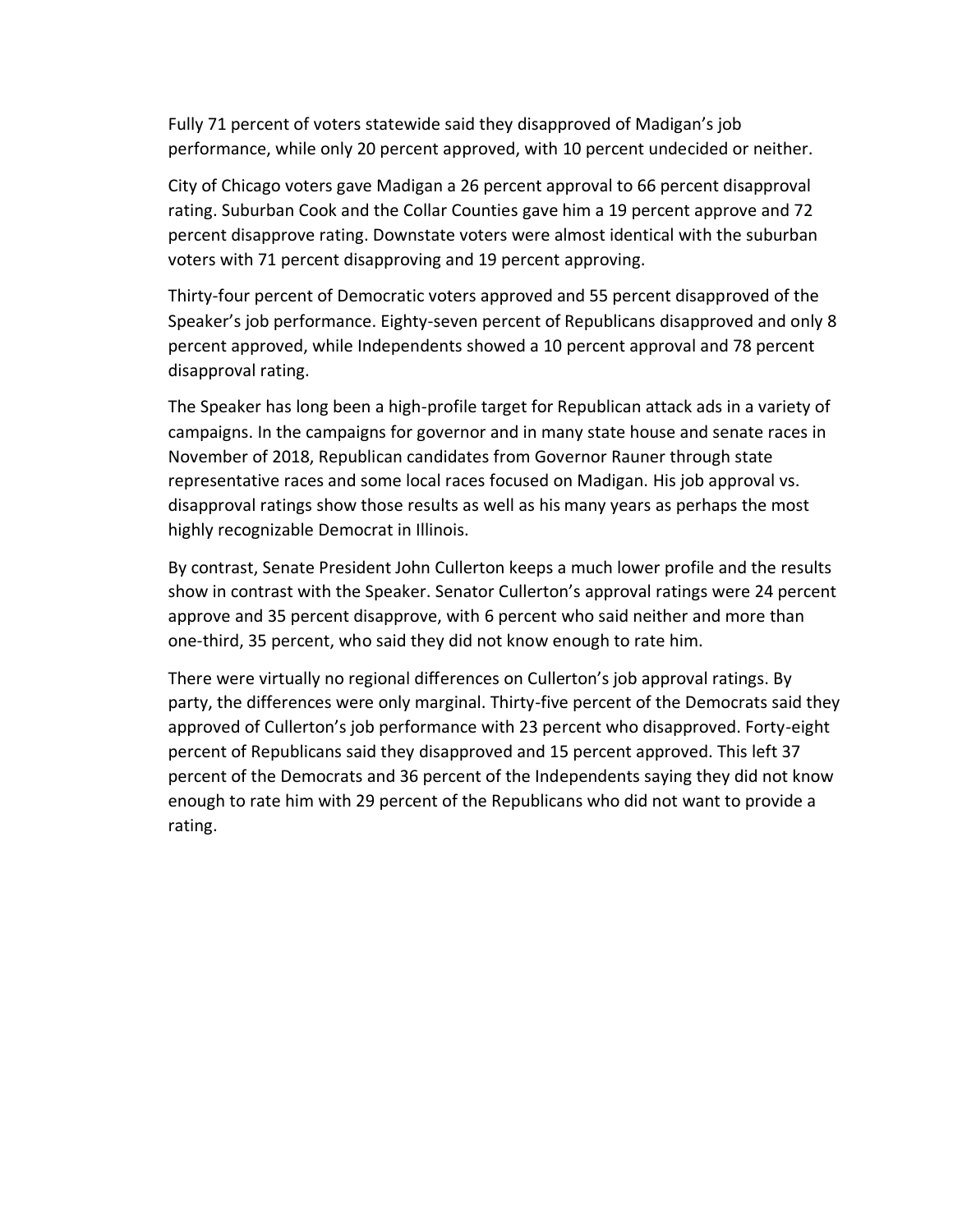Fully 71 percent of voters statewide said they disapproved of Madigan's job performance, while only 20 percent approved, with 10 percent undecided or neither.

City of Chicago voters gave Madigan a 26 percent approval to 66 percent disapproval rating. Suburban Cook and the Collar Counties gave him a 19 percent approve and 72 percent disapprove rating. Downstate voters were almost identical with the suburban voters with 71 percent disapproving and 19 percent approving.

Thirty-four percent of Democratic voters approved and 55 percent disapproved of the Speaker's job performance. Eighty-seven percent of Republicans disapproved and only 8 percent approved, while Independents showed a 10 percent approval and 78 percent disapproval rating.

The Speaker has long been a high-profile target for Republican attack ads in a variety of campaigns. In the campaigns for governor and in many state house and senate races in November of 2018, Republican candidates from Governor Rauner through state representative races and some local races focused on Madigan. His job approval vs. disapproval ratings show those results as well as his many years as perhaps the most highly recognizable Democrat in Illinois.

By contrast, Senate President John Cullerton keeps a much lower profile and the results show in contrast with the Speaker. Senator Cullerton's approval ratings were 24 percent approve and 35 percent disapprove, with 6 percent who said neither and more than one-third, 35 percent, who said they did not know enough to rate him.

There were virtually no regional differences on Cullerton's job approval ratings. By party, the differences were only marginal. Thirty-five percent of the Democrats said they approved of Cullerton's job performance with 23 percent who disapproved. Forty-eight percent of Republicans said they disapproved and 15 percent approved. This left 37 percent of the Democrats and 36 percent of the Independents saying they did not know enough to rate him with 29 percent of the Republicans who did not want to provide a rating.